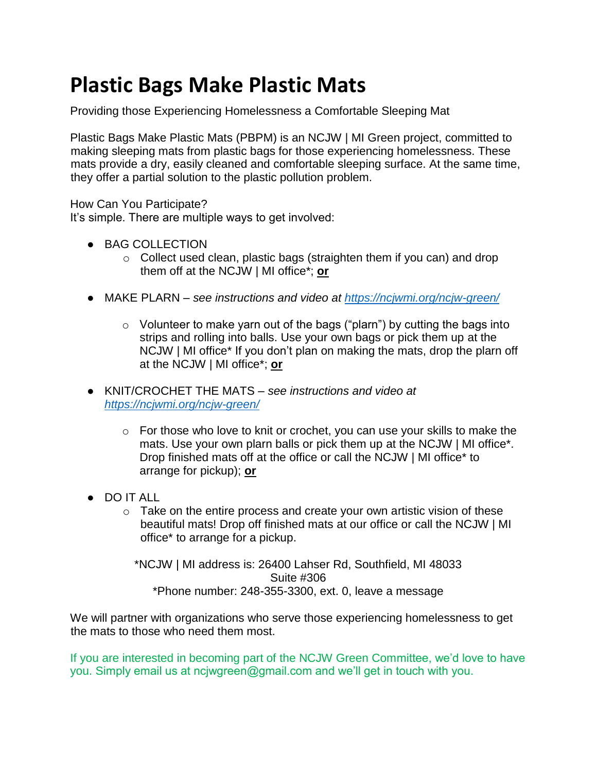# Plastic Bags Make Plastic Mats

Providing those Experiencing Homelessness a Comfortable Sleeping Mat

Plastic Bags Make Plastic Mats (PBPM) is an NCJW | MI Green project, committed to making sleeping mats from plastic bags for those experiencing homelessness. These mats provide a dry, easily cleaned and comfortable sleeping surface. At the same time, they offer a partial solution to the plastic pollution problem.

How Can You Participate?
It's simple. There are multiple ways to get involved:

- BAG COLLECTION
  - Collect used clean, plastic bags (straighten them if you can) and drop them off at the NCJW | MI office*; **or**

- MAKE PLARN – *see instructions and video at [https://ncjwmi.org/ncjw-green/](https://ncjwmi.org/ncjw-green/)*

  - Volunteer to make yarn out of the bags ("plarn") by cutting the bags into strips and rolling into balls. Use your own bags or pick them up at the NCJW | MI office* If you don't plan on making the mats, drop the plarn off at the NCJW | MI office*; **or**

- KNIT/CROCHET THE MATS – *see instructions and video at [https://ncjwmi.org/ncjw-green/](https://ncjwmi.org/ncjw-green/)*

  - For those who love to knit or crochet, you can use your skills to make the mats. Use your own plarn balls or pick them up at the NCJW | MI office*. Drop finished mats off at the office or call the NCJW | MI office* to arrange for pickup); **or**

- DO IT ALL
  - Take on the entire process and create your own artistic vision of these beautiful mats! Drop off finished mats at our office or call the NCJW | MI office* to arrange for a pickup.

*NCJW | MI address is: 26400 Lahser Rd, Southfield, MI 48033
Suite #306
*Phone number: 248-355-3300, ext. 0, leave a message

We will partner with organizations who serve those experiencing homelessness to get the mats to those who need them most.

If you are interested in becoming part of the NCJW Green Committee, we'd love to have you. Simply email us at ncjwgreen@gmail.com and we'll get in touch with you.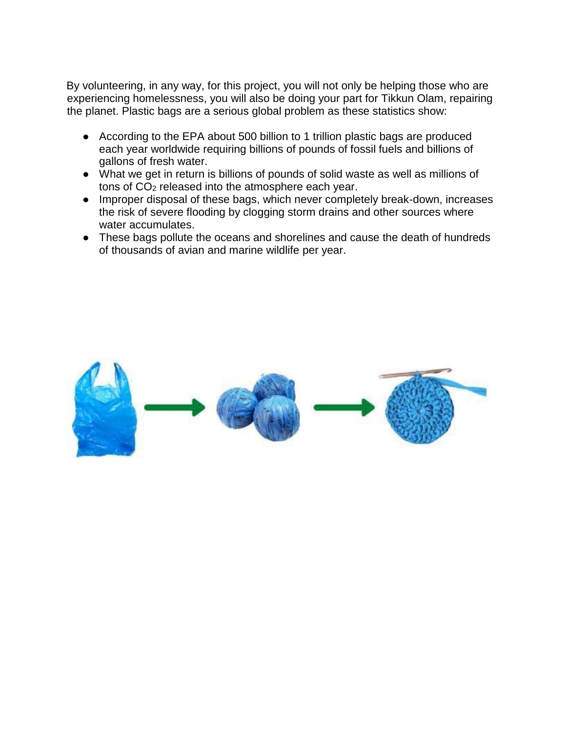By volunteering, in any way, for this project, you will not only be helping those who are experiencing homelessness, you will also be doing your part for Tikkun Olam, repairing the planet. Plastic bags are a serious global problem as these statistics show:

- According to the EPA about 500 billion to 1 trillion plastic bags are produced each year worldwide requiring billions of pounds of fossil fuels and billions of gallons of fresh water.
- What we get in return is billions of pounds of solid waste as well as millions of tons of $CO_2$ released into the atmosphere each year.
- Improper disposal of these bags, which never completely break-down, increases the risk of severe flooding by clogging storm drains and other sources where water accumulates.
- These bags pollute the oceans and shorelines and cause the death of hundreds of thousands of avian and marine wildlife per year.